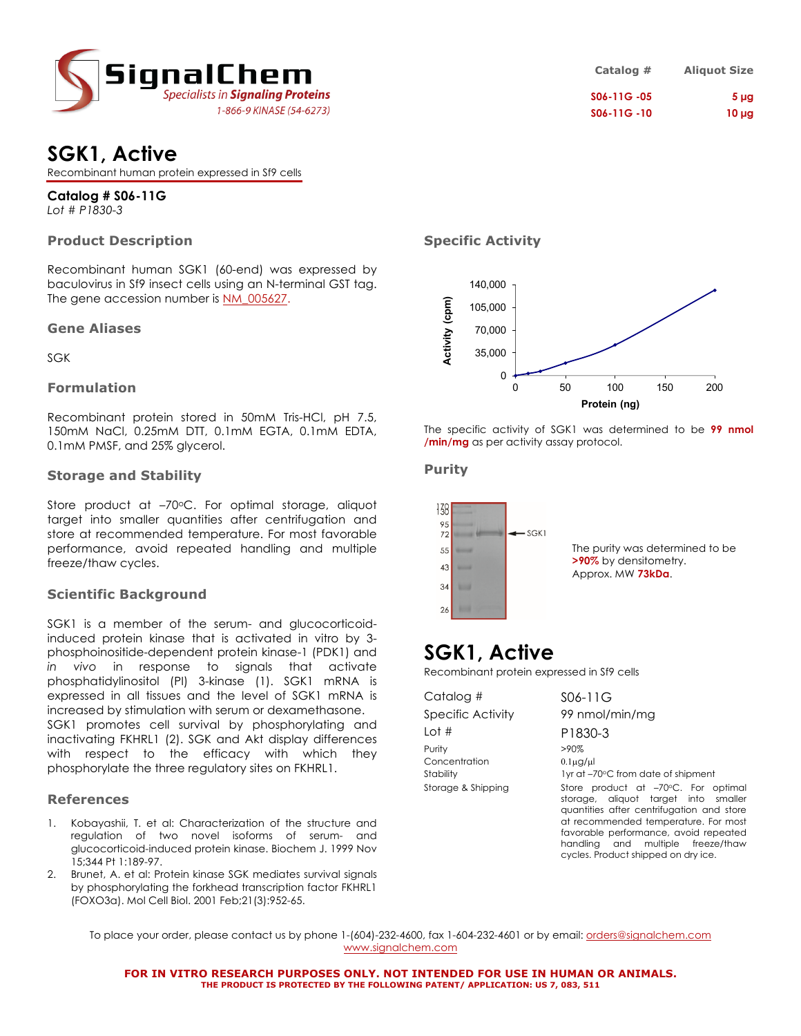# SignalChem

*Specialists in Signaling Proteins*

1-866-9 KINASE (54-6273)

| Catalog # | Aliquot Size |
|---|---|
| S06-11G -05 | 5 µg |
| S06-11G -10 | 10 µg |

# SGK1, Active

Recombinant human protein expressed in Sf9 cells

**Catalog # S06-11G**

*Lot # P1830-3*

## Product Description

Recombinant human SGK1 (60-end) was expressed by baculovirus in Sf9 insect cells using an N-terminal GST tag. The gene accession number is NM_005627.

## Gene Aliases

SGK

## Formulation

Recombinant protein stored in 50mM Tris-HCl, pH 7.5, 150mM NaCl, 0.25mM DTT, 0.1mM EGTA, 0.1mM EDTA, 0.1mM PMSF, and 25% glycerol.

## Storage and Stability

Store product at –70°C. For optimal storage, aliquot target into smaller quantities after centrifugation and store at recommended temperature. For most favorable performance, avoid repeated handling and multiple freeze/thaw cycles.

## Scientific Background

SGK1 is a member of the serum- and glucocorticoid-induced protein kinase that is activated in vitro by 3-phosphoinositide-dependent protein kinase-1 (PDK1) and *in vivo* in response to signals that activate phosphatidylinositol (PI) 3-kinase (1). SGK1 mRNA is expressed in all tissues and the level of SGK1 mRNA is increased by stimulation with serum or dexamethasone. SGK1 promotes cell survival by phosphorylating and inactivating FKHRL1 (2). SGK and Akt display differences with respect to the efficacy with which they phosphorylate the three regulatory sites on FKHRL1.

## References

1. Kobayashi, T. et al: Characterization of the structure and regulation of two novel isoforms of serum- and glucocorticoid-induced protein kinase. Biochem J. 1999 Nov 15;344 Pt 1:189-97.
2. Brunet, A. et al: Protein kinase SGK mediates survival signals by phosphorylating the forkhead transcription factor FKHRL1 (FOXO3a). Mol Cell Biol. 2001 Feb;21(3):952-65.

## Specific Activity

The specific activity of SGK1 was determined to be **99 nmol/min/mg** as per activity assay protocol.

## Purity

The purity was determined to be **>90%** by densitometry.
Approx. MW **73kDa**.

# SGK1, Active

Recombinant protein expressed in Sf9 cells

| | |
|---|---|
| Catalog # | S06-11G |
| Specific Activity | 99 nmol/min/mg |
| Lot # | P1830-3 |
| Purity | >90% |
| Concentration | 0.1µg/µl |
| Stability | 1yr at –70°C from date of shipment |
| Storage & Shipping | Store product at –70°C. For optimal storage, aliquot target into smaller quantities after centrifugation and store at recommended temperature. For most favorable performance, avoid repeated handling and multiple freeze/thaw cycles. Product shipped on dry ice. |

To place your order, please contact us by phone 1-(604)-232-4600, fax 1-604-232-4601 or by email: orders@signalchem.com
www.signalchem.com

**FOR IN VITRO RESEARCH PURPOSES ONLY. NOT INTENDED FOR USE IN HUMAN OR ANIMALS.**
**THE PRODUCT IS PROTECTED BY THE FOLLOWING PATENT/ APPLICATION: US 7, 083, 511**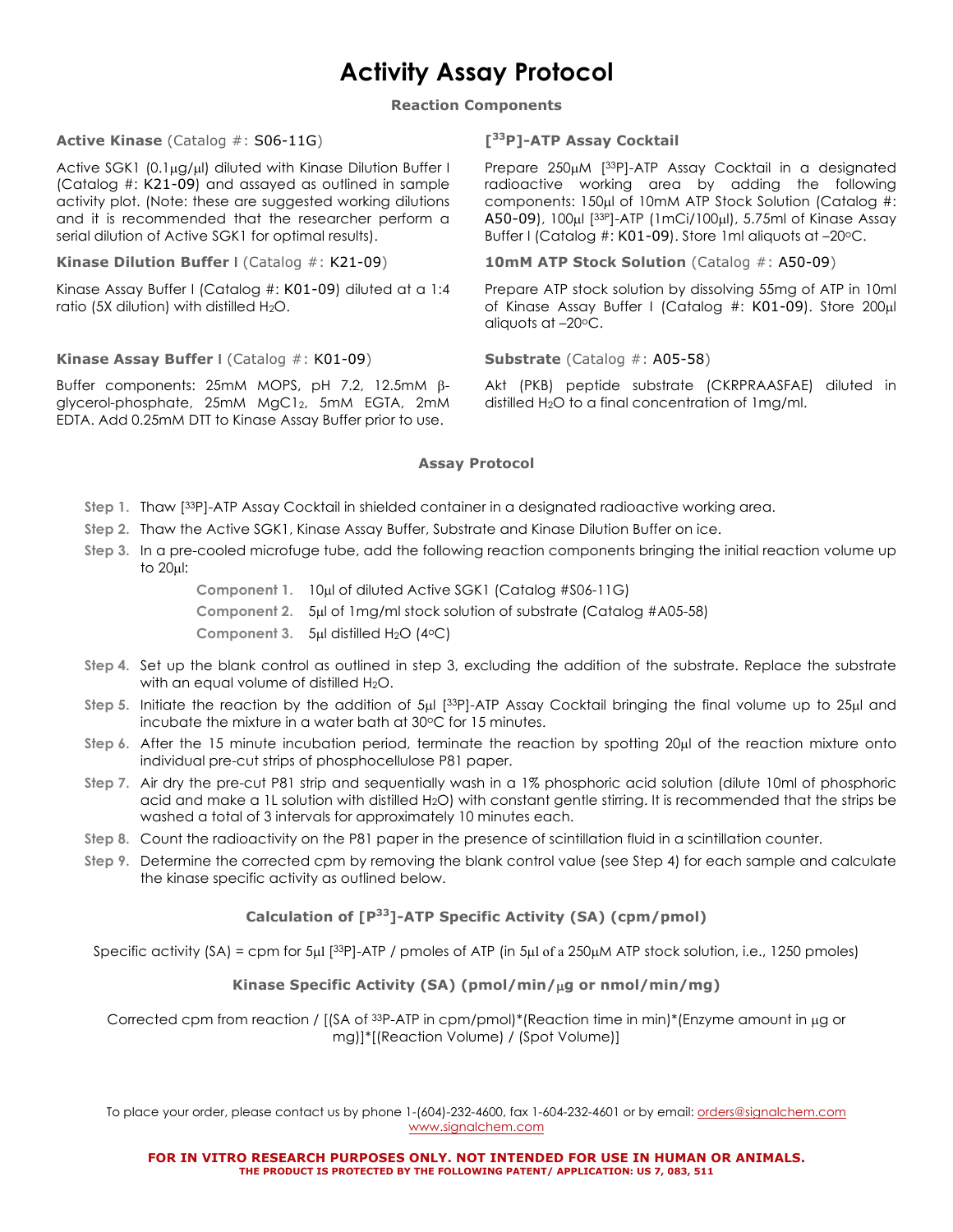# Activity Assay Protocol

### Reaction Components

**Active Kinase** (Catalog #: S06-11G)

Active SGK1 (0.1µg/µl) diluted with Kinase Dilution Buffer I (Catalog #: K21-09) and assayed as outlined in sample activity plot. (Note: these are suggested working dilutions and it is recommended that the researcher perform a serial dilution of Active SGK1 for optimal results).

**Kinase Dilution Buffer I** (Catalog #: K21-09)

Kinase Assay Buffer I (Catalog #: K01-09) diluted at a 1:4 ratio (5X dilution) with distilled $H_2O$.

**Kinase Assay Buffer I** (Catalog #: K01-09)

Buffer components: 25mM MOPS, pH 7.2, 12.5mM β-glycerol-phosphate, 25mM $MgCl_2$, 5mM EGTA, 2mM EDTA. Add 0.25mM DTT to Kinase Assay Buffer prior to use.

**[$^{33}$P]-ATP Assay Cocktail**

Prepare 250µM [$^{33}$P]-ATP Assay Cocktail in a designated radioactive working area by adding the following components: 150µl of 10mM ATP Stock Solution (Catalog #: A50-09), 100µl [$^{33}$P]-ATP (1mCi/100µl), 5.75ml of Kinase Assay Buffer I (Catalog #: K01-09). Store 1ml aliquots at –20°C.

**10mM ATP Stock Solution** (Catalog #: A50-09)

Prepare ATP stock solution by dissolving 55mg of ATP in 10ml of Kinase Assay Buffer I (Catalog #: K01-09). Store 200µl aliquots at –20°C.

**Substrate** (Catalog #: A05-58)

Akt (PKB) peptide substrate (CKRPRAASFAE) diluted in distilled $H_2O$ to a final concentration of 1mg/ml.

### Assay Protocol

- **Step 1.** Thaw [$^{33}$P]-ATP Assay Cocktail in shielded container in a designated radioactive working area.
- **Step 2.** Thaw the Active SGK1, Kinase Assay Buffer, Substrate and Kinase Dilution Buffer on ice.
- **Step 3.** In a pre-cooled microfuge tube, add the following reaction components bringing the initial reaction volume up to 20µl:
  - **Component 1.** 10µl of diluted Active SGK1 (Catalog #S06-11G)
  - **Component 2.** 5µl of 1mg/ml stock solution of substrate (Catalog #A05-58)
  - **Component 3.** 5µl distilled $H_2O$ (4°C)
- **Step 4.** Set up the blank control as outlined in step 3, excluding the addition of the substrate. Replace the substrate with an equal volume of distilled $H_2O$.
- **Step 5.** Initiate the reaction by the addition of 5µl [$^{33}$P]-ATP Assay Cocktail bringing the final volume up to 25µl and incubate the mixture in a water bath at 30°C for 15 minutes.
- **Step 6.** After the 15 minute incubation period, terminate the reaction by spotting 20µl of the reaction mixture onto individual pre-cut strips of phosphocellulose P81 paper.
- **Step 7.** Air dry the pre-cut P81 strip and sequentially wash in a 1% phosphoric acid solution (dilute 10ml of phosphoric acid and make a 1L solution with distilled $H_2O$) with constant gentle stirring. It is recommended that the strips be washed a total of 3 intervals for approximately 10 minutes each.
- **Step 8.** Count the radioactivity on the P81 paper in the presence of scintillation fluid in a scintillation counter.
- **Step 9.** Determine the corrected cpm by removing the blank control value (see Step 4) for each sample and calculate the kinase specific activity as outlined below.

### Calculation of [P$^{33}$]-ATP Specific Activity (SA) (cpm/pmol)

Specific activity (SA) = cpm for 5µl [$^{33}$P]-ATP / pmoles of ATP (in 5µl of a 250µM ATP stock solution, i.e., 1250 pmoles)

### Kinase Specific Activity (SA) (pmol/min/µg or nmol/min/mg)

Corrected cpm from reaction / [(SA of $^{33}$P-ATP in cpm/pmol)*(Reaction time in min)*(Enzyme amount in µg or mg)]*[(Reaction Volume) / (Spot Volume)]

To place your order, please contact us by phone 1-(604)-232-4600, fax 1-604-232-4601 or by email: orders@signalchem.com
www.signalchem.com

**FOR IN VITRO RESEARCH PURPOSES ONLY. NOT INTENDED FOR USE IN HUMAN OR ANIMALS.**
**THE PRODUCT IS PROTECTED BY THE FOLLOWING PATENT/ APPLICATION: US 7, 083, 511**